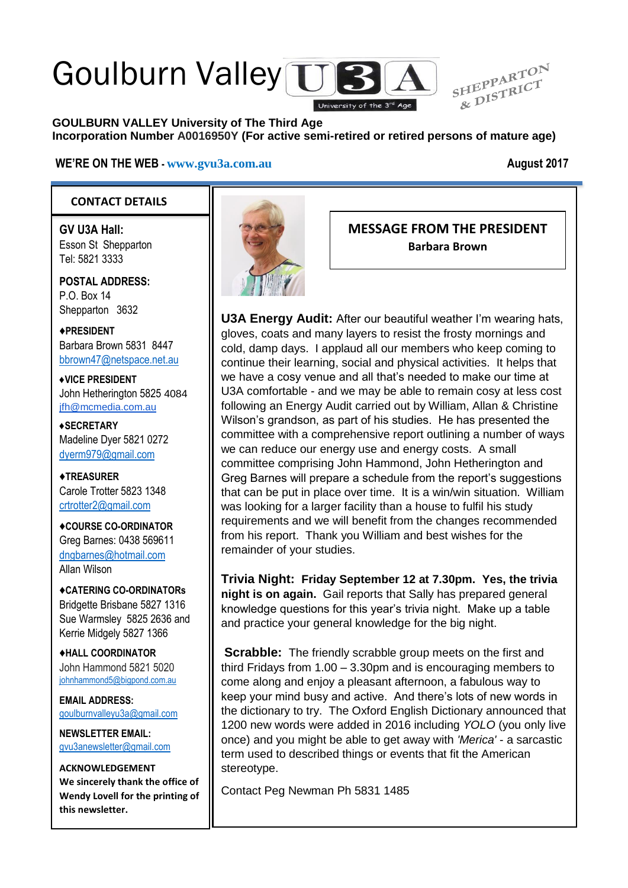# Goulburn Valley U3A

University of the 3rd Age

SHEPPARTON & DISTRICT

**GOULBURN VALLEY University of The Third Age**
**Incorporation Number A0016950Y (For active semi-retired or retired persons of mature age)**

**WE'RE ON THE WEB - www.gvu3a.com.au**

**August 2017**

## CONTACT DETAILS

**GV U3A Hall:**
Esson St Shepparton
Tel: 5821 3333

**POSTAL ADDRESS:**
P.O. Box 14
Shepparton 3632

**♦PRESIDENT**
Barbara Brown 5831 8447
bbrown47@netspace.net.au

**♦VICE PRESIDENT**
John Hetherington 5825 4084
jfh@mcmedia.com.au

**♦SECRETARY**
Madeline Dyer 5821 0272
dyerm979@gmail.com

**♦TREASURER**
Carole Trotter 5823 1348
crtrotter2@gmail.com

**♦COURSE CO-ORDINATOR**
Greg Barnes: 0438 569611
dngbarnes@hotmail.com
Allan Wilson

**♦CATERING CO-ORDINATORs**
Bridgette Brisbane 5827 1316
Sue Warmsley 5825 2636 and
Kerrie Midgely 5827 1366

**♦HALL COORDINATOR**
John Hammond 5821 5020
johnhammond5@bigpond.com.au

**EMAIL ADDRESS:**
goulburnvalleyu3a@gmail.com

**NEWSLETTER EMAIL:**
gvu3anewsletter@gmail.com

**ACKNOWLEDGEMENT**
**We sincerely thank the office of Wendy Lovell for the printing of this newsletter.**

## MESSAGE FROM THE PRESIDENT

**Barbara Brown**

**U3A Energy Audit:** After our beautiful weather I'm wearing hats, gloves, coats and many layers to resist the frosty mornings and cold, damp days. I applaud all our members who keep coming to continue their learning, social and physical activities. It helps that we have a cosy venue and all that's needed to make our time at U3A comfortable - and we may be able to remain cosy at less cost following an Energy Audit carried out by William, Allan & Christine Wilson's grandson, as part of his studies. He has presented the committee with a comprehensive report outlining a number of ways we can reduce our energy use and energy costs. A small committee comprising John Hammond, John Hetherington and Greg Barnes will prepare a schedule from the report's suggestions that can be put in place over time. It is a win/win situation. William was looking for a larger facility than a house to fulfil his study requirements and we will benefit from the changes recommended from his report. Thank you William and best wishes for the remainder of your studies.

**Trivia Night: Friday September 12 at 7.30pm. Yes, the trivia night is on again.** Gail reports that Sally has prepared general knowledge questions for this year's trivia night. Make up a table and practice your general knowledge for the big night.

**Scrabble:** The friendly scrabble group meets on the first and third Fridays from 1.00 – 3.30pm and is encouraging members to come along and enjoy a pleasant afternoon, a fabulous way to keep your mind busy and active. And there's lots of new words in the dictionary to try. The Oxford English Dictionary announced that 1200 new words were added in 2016 including *YOLO* (you only live once) and you might be able to get away with *'Merica'* - a sarcastic term used to described things or events that fit the American stereotype.

Contact Peg Newman Ph 5831 1485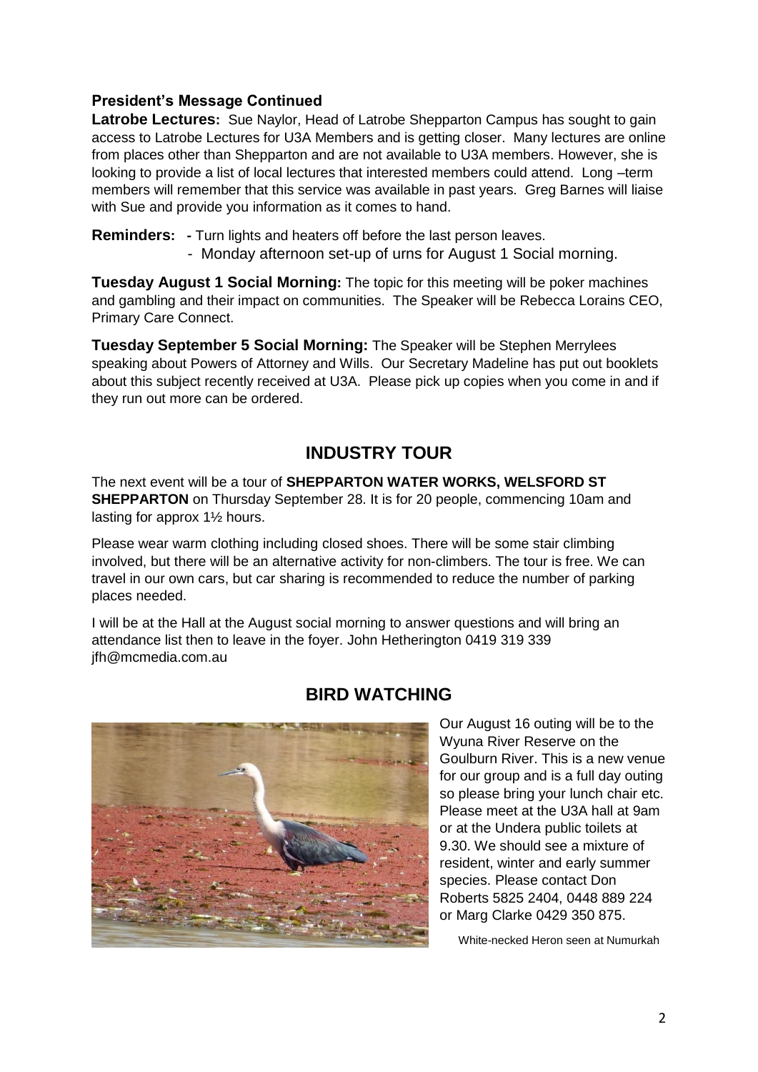**President's Message Continued**

**Latrobe Lectures:** Sue Naylor, Head of Latrobe Shepparton Campus has sought to gain access to Latrobe Lectures for U3A Members and is getting closer. Many lectures are online from places other than Shepparton and are not available to U3A members. However, she is looking to provide a list of local lectures that interested members could attend. Long –term members will remember that this service was available in past years. Greg Barnes will liaise with Sue and provide you information as it comes to hand.

**Reminders:**
- Turn lights and heaters off before the last person leaves.
- Monday afternoon set-up of urns for August 1 Social morning.

**Tuesday August 1 Social Morning:** The topic for this meeting will be poker machines and gambling and their impact on communities. The Speaker will be Rebecca Lorains CEO, Primary Care Connect.

**Tuesday September 5 Social Morning:** The Speaker will be Stephen Merrylees speaking about Powers of Attorney and Wills. Our Secretary Madeline has put out booklets about this subject recently received at U3A. Please pick up copies when you come in and if they run out more can be ordered.

## INDUSTRY TOUR

The next event will be a tour of **SHEPPARTON WATER WORKS, WELSFORD ST SHEPPARTON** on Thursday September 28. It is for 20 people, commencing 10am and lasting for approx 1½ hours.

Please wear warm clothing including closed shoes. There will be some stair climbing involved, but there will be an alternative activity for non-climbers. The tour is free. We can travel in our own cars, but car sharing is recommended to reduce the number of parking places needed.

I will be at the Hall at the August social morning to answer questions and will bring an attendance list then to leave in the foyer. John Hetherington 0419 319 339 jfh@mcmedia.com.au

## BIRD WATCHING

Our August 16 outing will be to the Wyuna River Reserve on the Goulburn River. This is a new venue for our group and is a full day outing so please bring your lunch chair etc. Please meet at the U3A hall at 9am or at the Undera public toilets at 9.30. We should see a mixture of resident, winter and early summer species. Please contact Don Roberts 5825 2404, 0448 889 224 or Marg Clarke 0429 350 875.

White-necked Heron seen at Numurkah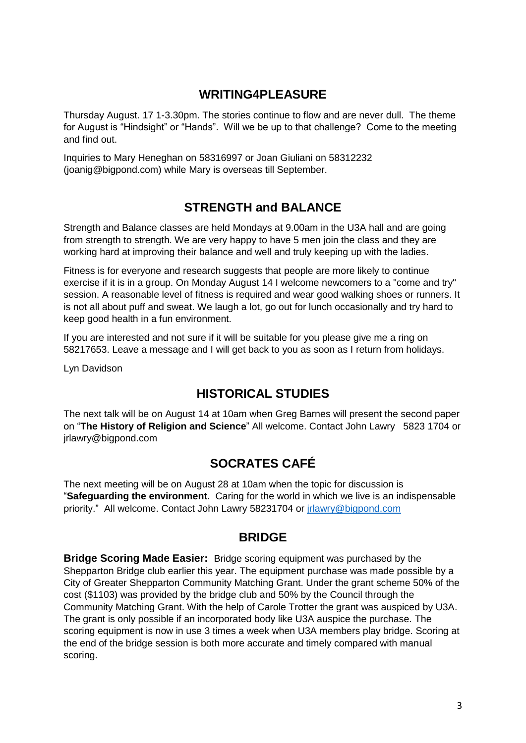## WRITING4PLEASURE

Thursday August. 17 1-3.30pm. The stories continue to flow and are never dull. The theme for August is "Hindsight" or "Hands". Will we be up to that challenge? Come to the meeting and find out.

Inquiries to Mary Heneghan on 58316997 or Joan Giuliani on 58312232 (joanig@bigpond.com) while Mary is overseas till September.

## STRENGTH and BALANCE

Strength and Balance classes are held Mondays at 9.00am in the U3A hall and are going from strength to strength. We are very happy to have 5 men join the class and they are working hard at improving their balance and well and truly keeping up with the ladies.

Fitness is for everyone and research suggests that people are more likely to continue exercise if it is in a group. On Monday August 14 I welcome newcomers to a "come and try" session. A reasonable level of fitness is required and wear good walking shoes or runners. It is not all about puff and sweat. We laugh a lot, go out for lunch occasionally and try hard to keep good health in a fun environment.

If you are interested and not sure if it will be suitable for you please give me a ring on 58217653. Leave a message and I will get back to you as soon as I return from holidays.

Lyn Davidson

## HISTORICAL STUDIES

The next talk will be on August 14 at 10am when Greg Barnes will present the second paper on "**The History of Religion and Science**" All welcome. Contact John Lawry 5823 1704 or jrlawry@bigpond.com

## SOCRATES CAFÉ

The next meeting will be on August 28 at 10am when the topic for discussion is "**Safeguarding the environment**. Caring for the world in which we live is an indispensable priority." All welcome. Contact John Lawry 58231704 or jrlawry@bigpond.com

## BRIDGE

**Bridge Scoring Made Easier:** Bridge scoring equipment was purchased by the Shepparton Bridge club earlier this year. The equipment purchase was made possible by a City of Greater Shepparton Community Matching Grant. Under the grant scheme 50% of the cost ($1103) was provided by the bridge club and 50% by the Council through the Community Matching Grant. With the help of Carole Trotter the grant was auspiced by U3A. The grant is only possible if an incorporated body like U3A auspice the purchase. The scoring equipment is now in use 3 times a week when U3A members play bridge. Scoring at the end of the bridge session is both more accurate and timely compared with manual scoring.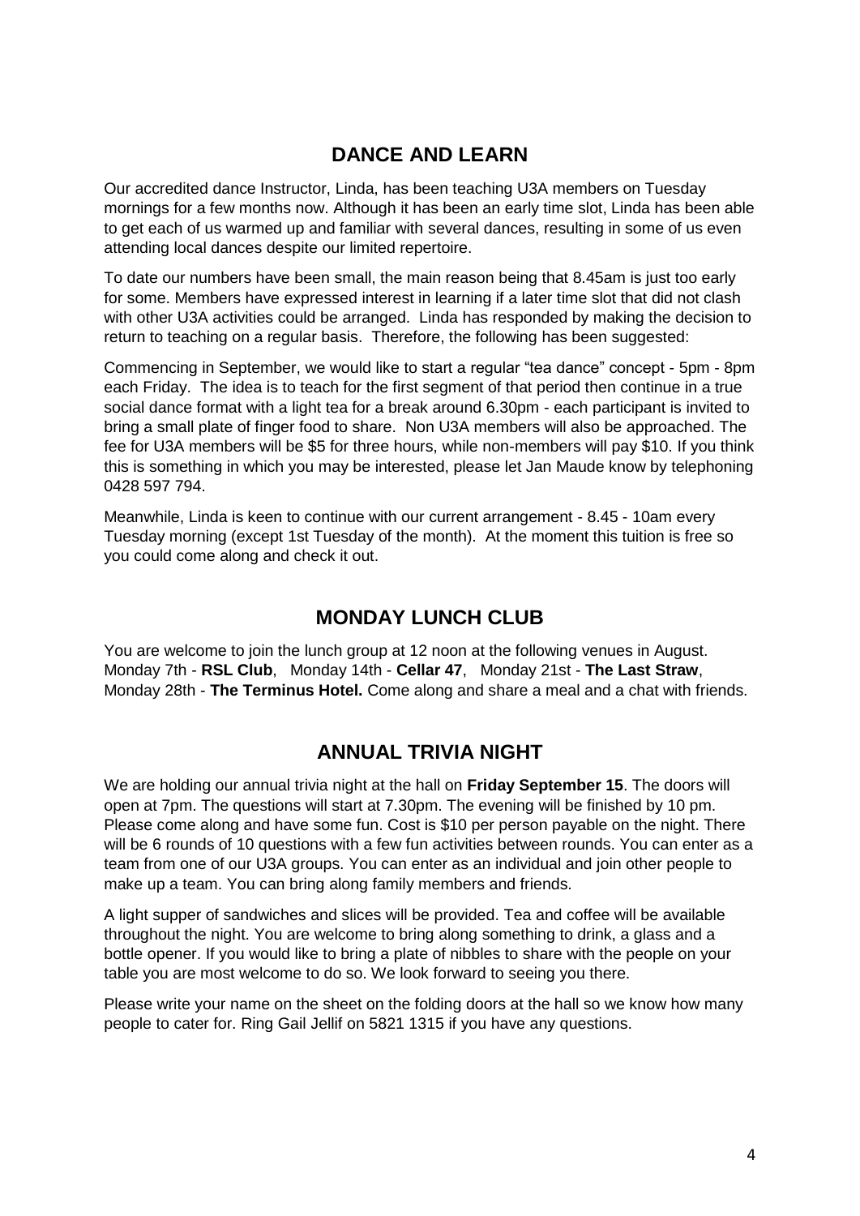## DANCE AND LEARN

Our accredited dance Instructor, Linda, has been teaching U3A members on Tuesday mornings for a few months now. Although it has been an early time slot, Linda has been able to get each of us warmed up and familiar with several dances, resulting in some of us even attending local dances despite our limited repertoire.

To date our numbers have been small, the main reason being that 8.45am is just too early for some. Members have expressed interest in learning if a later time slot that did not clash with other U3A activities could be arranged. Linda has responded by making the decision to return to teaching on a regular basis. Therefore, the following has been suggested:

Commencing in September, we would like to start a regular "tea dance" concept - 5pm - 8pm each Friday. The idea is to teach for the first segment of that period then continue in a true social dance format with a light tea for a break around 6.30pm - each participant is invited to bring a small plate of finger food to share. Non U3A members will also be approached. The fee for U3A members will be $5 for three hours, while non-members will pay $10. If you think this is something in which you may be interested, please let Jan Maude know by telephoning 0428 597 794.

Meanwhile, Linda is keen to continue with our current arrangement - 8.45 - 10am every Tuesday morning (except 1st Tuesday of the month). At the moment this tuition is free so you could come along and check it out.

## MONDAY LUNCH CLUB

You are welcome to join the lunch group at 12 noon at the following venues in August. Monday 7th - **RSL Club**, Monday 14th - **Cellar 47**, Monday 21st - **The Last Straw**, Monday 28th - **The Terminus Hotel.** Come along and share a meal and a chat with friends.

## ANNUAL TRIVIA NIGHT

We are holding our annual trivia night at the hall on **Friday September 15**. The doors will open at 7pm. The questions will start at 7.30pm. The evening will be finished by 10 pm. Please come along and have some fun. Cost is $10 per person payable on the night. There will be 6 rounds of 10 questions with a few fun activities between rounds. You can enter as a team from one of our U3A groups. You can enter as an individual and join other people to make up a team. You can bring along family members and friends.

A light supper of sandwiches and slices will be provided. Tea and coffee will be available throughout the night. You are welcome to bring along something to drink, a glass and a bottle opener. If you would like to bring a plate of nibbles to share with the people on your table you are most welcome to do so. We look forward to seeing you there.

Please write your name on the sheet on the folding doors at the hall so we know how many people to cater for. Ring Gail Jellif on 5821 1315 if you have any questions.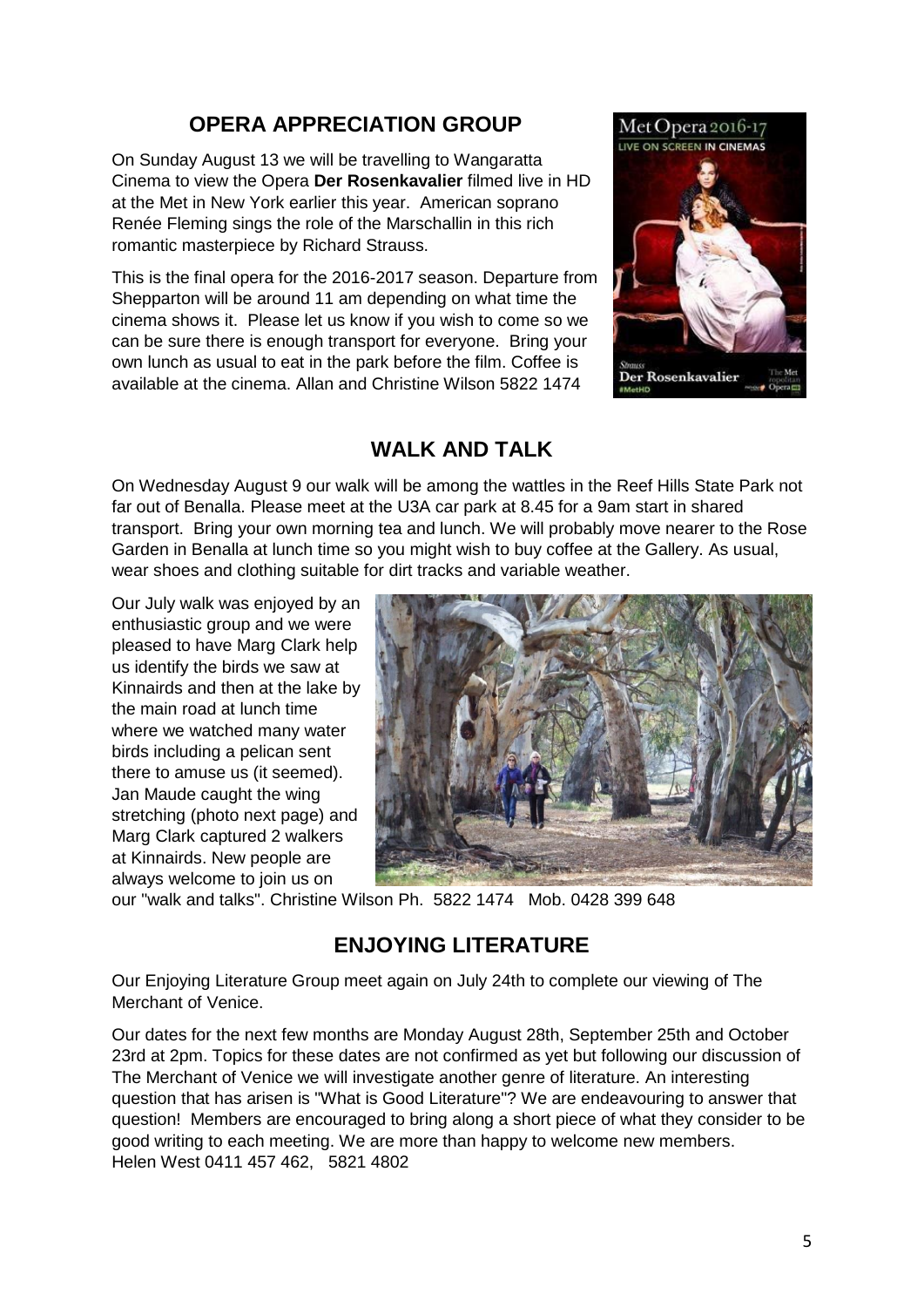## OPERA APPRECIATION GROUP

On Sunday August 13 we will be travelling to Wangaratta Cinema to view the Opera **Der Rosenkavalier** filmed live in HD at the Met in New York earlier this year. American soprano Renée Fleming sings the role of the Marschallin in this rich romantic masterpiece by Richard Strauss.

This is the final opera for the 2016-2017 season. Departure from Shepparton will be around 11 am depending on what time the cinema shows it. Please let us know if you wish to come so we can be sure there is enough transport for everyone. Bring your own lunch as usual to eat in the park before the film. Coffee is available at the cinema. Allan and Christine Wilson 5822 1474

## WALK AND TALK

On Wednesday August 9 our walk will be among the wattles in the Reef Hills State Park not far out of Benalla. Please meet at the U3A car park at 8.45 for a 9am start in shared transport. Bring your own morning tea and lunch. We will probably move nearer to the Rose Garden in Benalla at lunch time so you might wish to buy coffee at the Gallery. As usual, wear shoes and clothing suitable for dirt tracks and variable weather.

Our July walk was enjoyed by an enthusiastic group and we were pleased to have Marg Clark help us identify the birds we saw at Kinnairds and then at the lake by the main road at lunch time where we watched many water birds including a pelican sent there to amuse us (it seemed). Jan Maude caught the wing stretching (photo next page) and Marg Clark captured 2 walkers at Kinnairds. New people are always welcome to join us on our "walk and talks". Christine Wilson Ph. 5822 1474 Mob. 0428 399 648

## ENJOYING LITERATURE

Our Enjoying Literature Group meet again on July 24th to complete our viewing of The Merchant of Venice.

Our dates for the next few months are Monday August 28th, September 25th and October 23rd at 2pm. Topics for these dates are not confirmed as yet but following our discussion of The Merchant of Venice we will investigate another genre of literature. An interesting question that has arisen is "What is Good Literature"? We are endeavouring to answer that question! Members are encouraged to bring along a short piece of what they consider to be good writing to each meeting. We are more than happy to welcome new members.
Helen West 0411 457 462, 5821 4802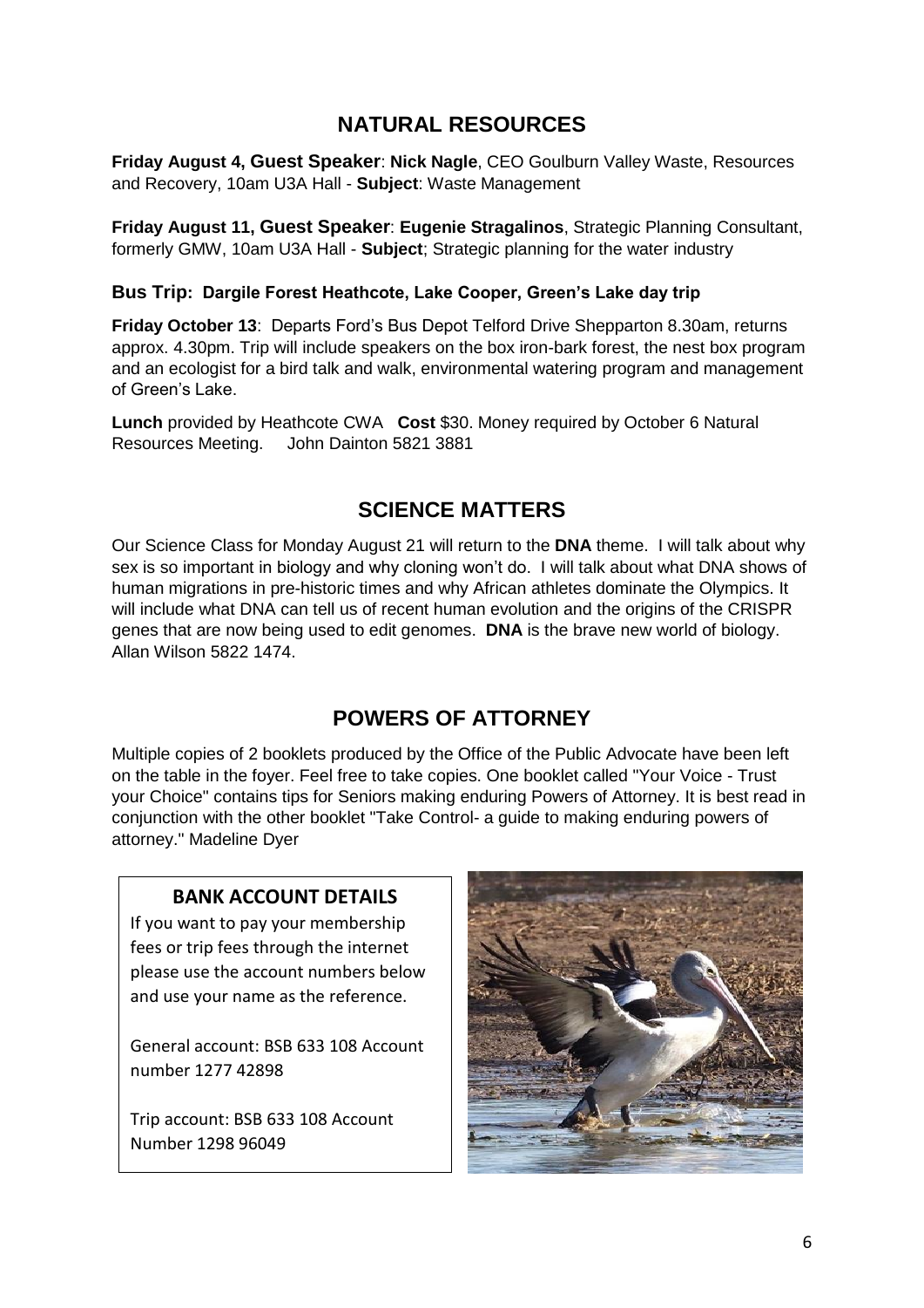## NATURAL RESOURCES

**Friday August 4, Guest Speaker**: **Nick Nagle**, CEO Goulburn Valley Waste, Resources and Recovery, 10am U3A Hall - **Subject**: Waste Management

**Friday August 11, Guest Speaker**: **Eugenie Stragalinos**, Strategic Planning Consultant, formerly GMW, 10am U3A Hall - **Subject**; Strategic planning for the water industry

**Bus Trip: Dargile Forest Heathcote, Lake Cooper, Green's Lake day trip**

**Friday October 13**: Departs Ford's Bus Depot Telford Drive Shepparton 8.30am, returns approx. 4.30pm. Trip will include speakers on the box iron-bark forest, the nest box program and an ecologist for a bird talk and walk, environmental watering program and management of Green's Lake.

**Lunch** provided by Heathcote CWA **Cost** $30. Money required by October 6 Natural Resources Meeting. John Dainton 5821 3881

## SCIENCE MATTERS

Our Science Class for Monday August 21 will return to the **DNA** theme. I will talk about why sex is so important in biology and why cloning won't do. I will talk about what DNA shows of human migrations in pre-historic times and why African athletes dominate the Olympics. It will include what DNA can tell us of recent human evolution and the origins of the CRISPR genes that are now being used to edit genomes. **DNA** is the brave new world of biology. Allan Wilson 5822 1474.

## POWERS OF ATTORNEY

Multiple copies of 2 booklets produced by the Office of the Public Advocate have been left on the table in the foyer. Feel free to take copies. One booklet called "Your Voice - Trust your Choice" contains tips for Seniors making enduring Powers of Attorney. It is best read in conjunction with the other booklet "Take Control- a guide to making enduring powers of attorney." Madeline Dyer

### BANK ACCOUNT DETAILS

If you want to pay your membership fees or trip fees through the internet please use the account numbers below and use your name as the reference.

General account: BSB 633 108 Account number 1277 42898

Trip account: BSB 633 108 Account Number 1298 96049